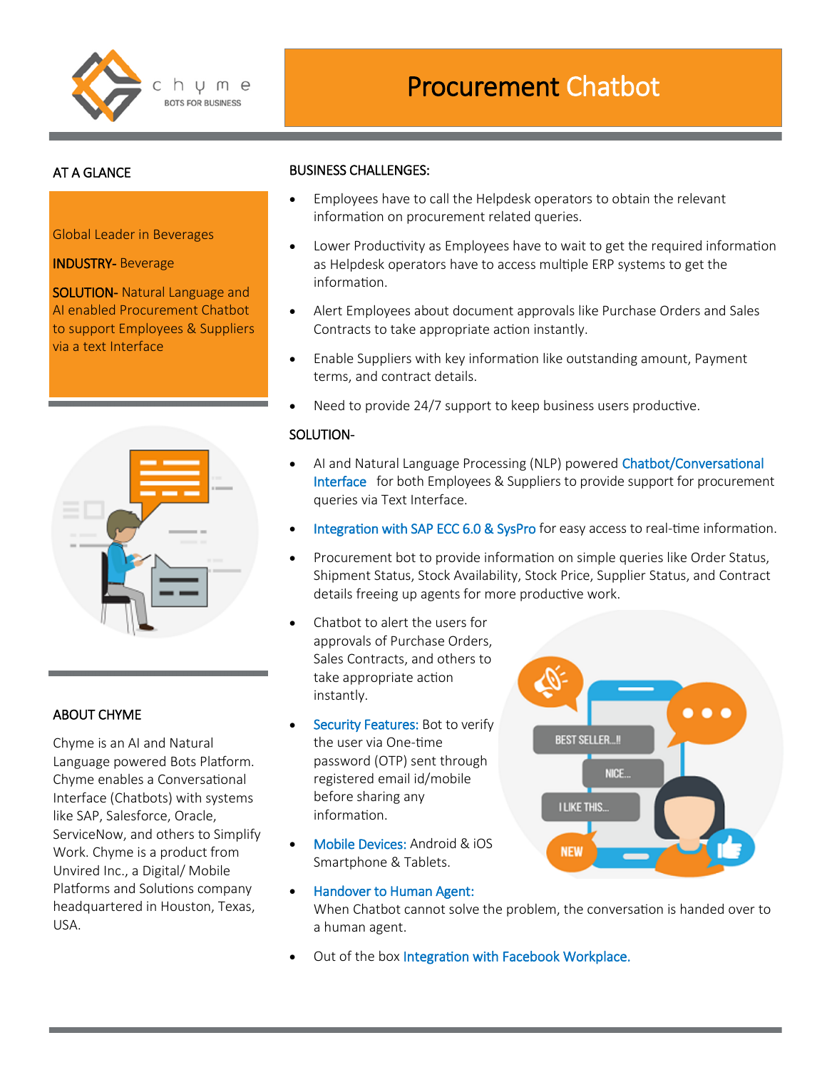# Procurement Chatbot

## AT A GLANCE

Global Leader in Beverages

**INDUSTRY-** Beverage

**SOLUTION-** Natural Language and AI enabled Procurement Chatbot to support Employees & Suppliers via a text Interface

## ABOUT CHYME

Chyme is an AI and Natural Language powered Bots Platform. Chyme enables a Conversational Interface (Chatbots) with systems like SAP, Salesforce, Oracle, ServiceNow, and others to Simplify Work. Chyme is a product from Unvired Inc., a Digital/ Mobile Platforms and Solutions company headquartered in Houston, Texas, USA.

## BUSINESS CHALLENGES:

- Employees have to call the Helpdesk operators to obtain the relevant information on procurement related queries.
- Lower Productivity as Employees have to wait to get the required information as Helpdesk operators have to access multiple ERP systems to get the information.
- Alert Employees about document approvals like Purchase Orders and Sales Contracts to take appropriate action instantly.
- Enable Suppliers with key information like outstanding amount, Payment terms, and contract details.
- Need to provide 24/7 support to keep business users productive.

## SOLUTION-

- AI and Natural Language Processing (NLP) powered Chatbot/Conversational Interface for both Employees & Suppliers to provide support for procurement queries via Text Interface.
- Integration with SAP ECC 6.0 & SysPro for easy access to real-time information.
- Procurement bot to provide information on simple queries like Order Status, Shipment Status, Stock Availability, Stock Price, Supplier Status, and Contract details freeing up agents for more productive work.
- Chatbot to alert the users for approvals of Purchase Orders, Sales Contracts, and others to take appropriate action instantly.
- Security Features: Bot to verify the user via One-time password (OTP) sent through registered email id/mobile before sharing any information.
- Mobile Devices: Android & iOS Smartphone & Tablets.
- Handover to Human Agent:
  When Chatbot cannot solve the problem, the conversation is handed over to a human agent.
- Out of the box Integration with Facebook Workplace.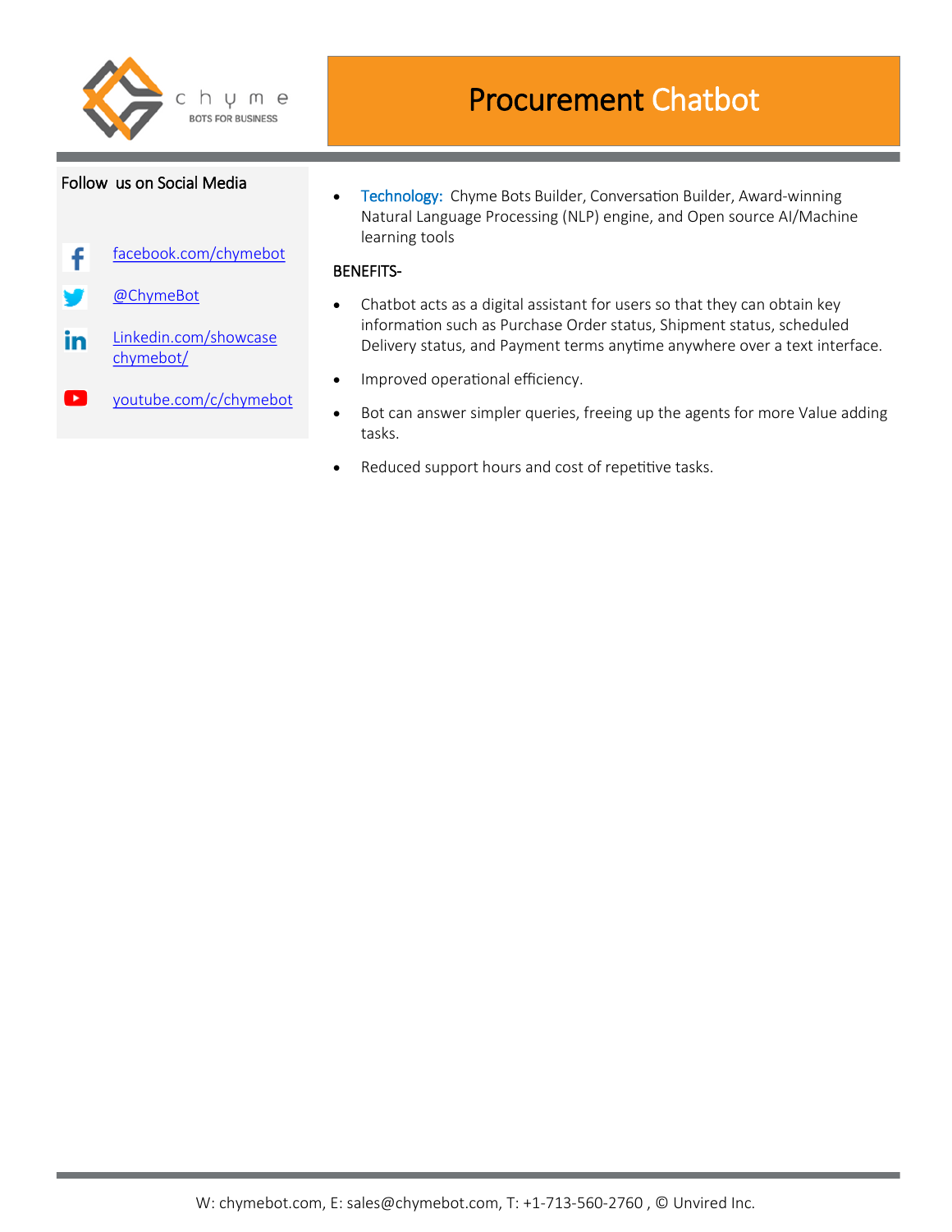# Procurement Chatbot

Follow us on Social Media

[facebook.com/chymebot](facebook.com/chymebot)

[@ChymeBot](@ChymeBot)

[Linkedin.com/showcase chymebot/](Linkedin.com/showcase/chymebot/)

[youtube.com/c/chymebot](youtube.com/c/chymebot)

- Technology: Chyme Bots Builder, Conversation Builder, Award-winning Natural Language Processing (NLP) engine, and Open source AI/Machine learning tools

BENEFITS-

- Chatbot acts as a digital assistant for users so that they can obtain key information such as Purchase Order status, Shipment status, scheduled Delivery status, and Payment terms anytime anywhere over a text interface.
- Improved operational efficiency.
- Bot can answer simpler queries, freeing up the agents for more Value adding tasks.
- Reduced support hours and cost of repetitive tasks.

W: chymebot.com, E: sales@chymebot.com, T: +1-713-560-2760 , © Unvired Inc.